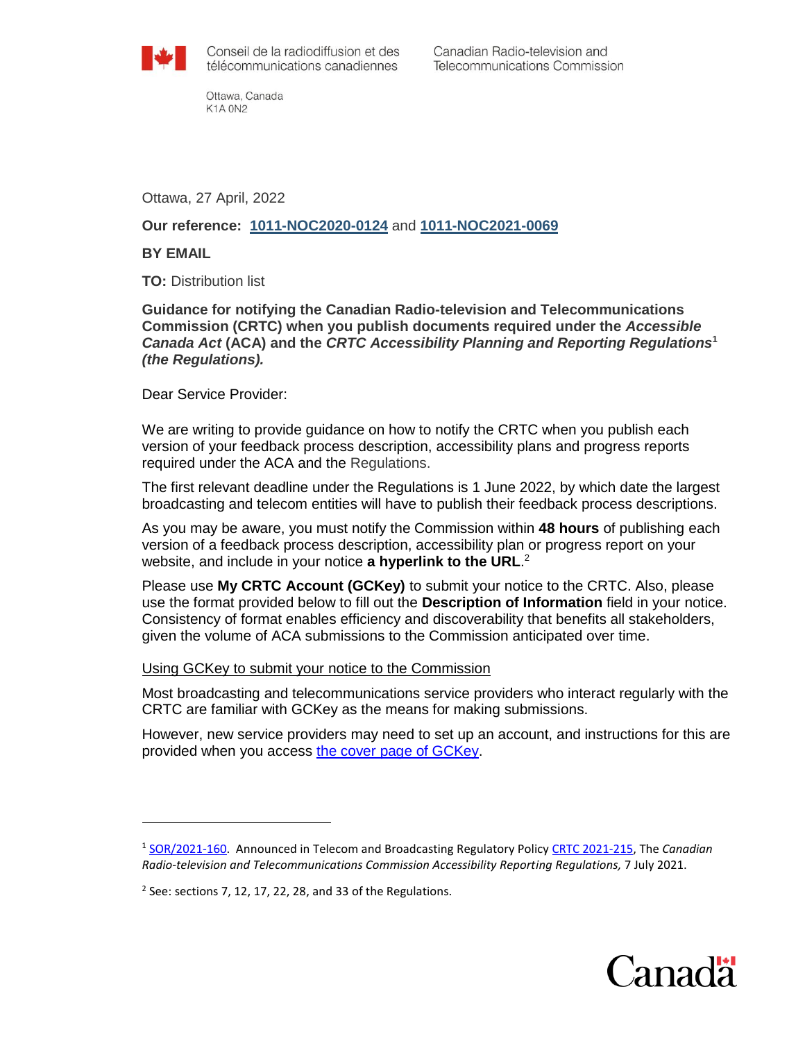Conseil de la radiodiffusion et des télécommunications canadiennes

Canadian Radio-television and Telecommunications Commission

Ottawa, Canada
K1A 0N2

Ottawa, 27 April, 2022

**Our reference: 1011-NOC2020-0124** and **1011-NOC2021-0069**

**BY EMAIL**

**TO:** Distribution list

**Guidance for notifying the Canadian Radio-television and Telecommunications Commission (CRTC) when you publish documents required under the *Accessible Canada Act* (ACA) and the *CRTC Accessibility Planning and Reporting Regulations*[1] *(the Regulations).***

Dear Service Provider:

We are writing to provide guidance on how to notify the CRTC when you publish each version of your feedback process description, accessibility plans and progress reports required under the ACA and the Regulations.

The first relevant deadline under the Regulations is 1 June 2022, by which date the largest broadcasting and telecom entities will have to publish their feedback process descriptions.

As you may be aware, you must notify the Commission within **48 hours** of publishing each version of a feedback process description, accessibility plan or progress report on your website, and include in your notice **a hyperlink to the URL**.[2]

Please use **My CRTC Account (GCKey)** to submit your notice to the CRTC. Also, please use the format provided below to fill out the **Description of Information** field in your notice. Consistency of format enables efficiency and discoverability that benefits all stakeholders, given the volume of ACA submissions to the Commission anticipated over time.

Using GCKey to submit your notice to the Commission

Most broadcasting and telecommunications service providers who interact regularly with the CRTC are familiar with GCKey as the means for making submissions.

However, new service providers may need to set up an account, and instructions for this are provided when you access the cover page of GCKey.

---

[1] SOR/2021-160. Announced in Telecom and Broadcasting Regulatory Policy CRTC 2021-215, The *Canadian Radio-television and Telecommunications Commission Accessibility Reporting Regulations,* 7 July 2021.

[2] See: sections 7, 12, 17, 22, 28, and 33 of the Regulations.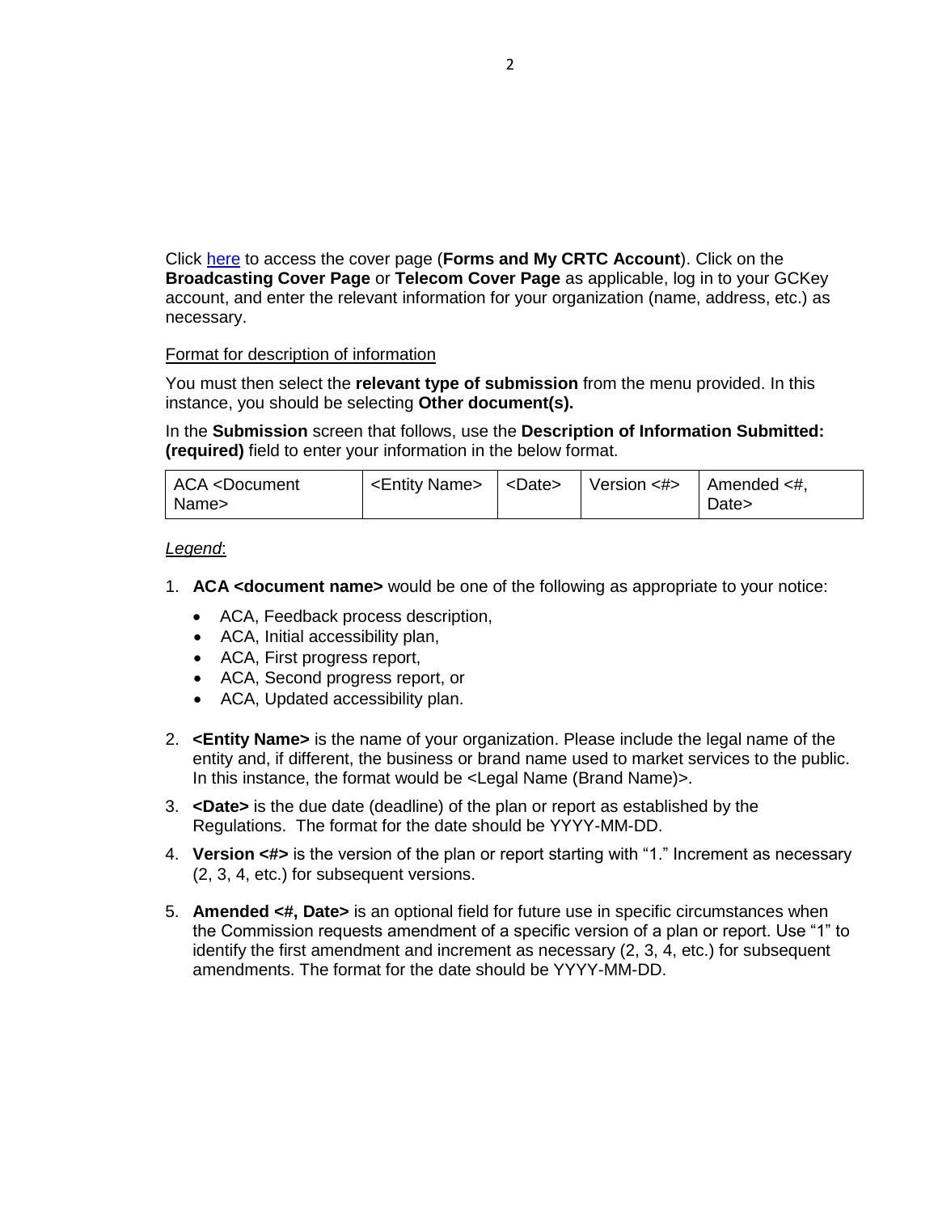Click [here](#) to access the cover page (**Forms and My CRTC Account**). Click on the **Broadcasting Cover Page** or **Telecom Cover Page** as applicable, log in to your GCKey account, and enter the relevant information for your organization (name, address, etc.) as necessary.

<u>Format for description of information</u>

You must then select the **relevant type of submission** from the menu provided. In this instance, you should be selecting **Other document(s).**

In the **Submission** screen that follows, use the **Description of Information Submitted: (required)** field to enter your information in the below format.

| ACA <Document Name> | <Entity Name> | <Date> | Version <#> | Amended <#, Date> |
|---|---|---|---|---|

*<u>Legend</u>*:

1. **ACA <document name>** would be one of the following as appropriate to your notice:
   - ACA, Feedback process description,
   - ACA, Initial accessibility plan,
   - ACA, First progress report,
   - ACA, Second progress report, or
   - ACA, Updated accessibility plan.

2. **<Entity Name>** is the name of your organization. Please include the legal name of the entity and, if different, the business or brand name used to market services to the public. In this instance, the format would be <Legal Name (Brand Name)>.

3. **<Date>** is the due date (deadline) of the plan or report as established by the Regulations. The format for the date should be YYYY-MM-DD.

4. **Version <#>** is the version of the plan or report starting with "1." Increment as necessary (2, 3, 4, etc.) for subsequent versions.

5. **Amended <#, Date>** is an optional field for future use in specific circumstances when the Commission requests amendment of a specific version of a plan or report. Use "1" to identify the first amendment and increment as necessary (2, 3, 4, etc.) for subsequent amendments. The format for the date should be YYYY-MM-DD.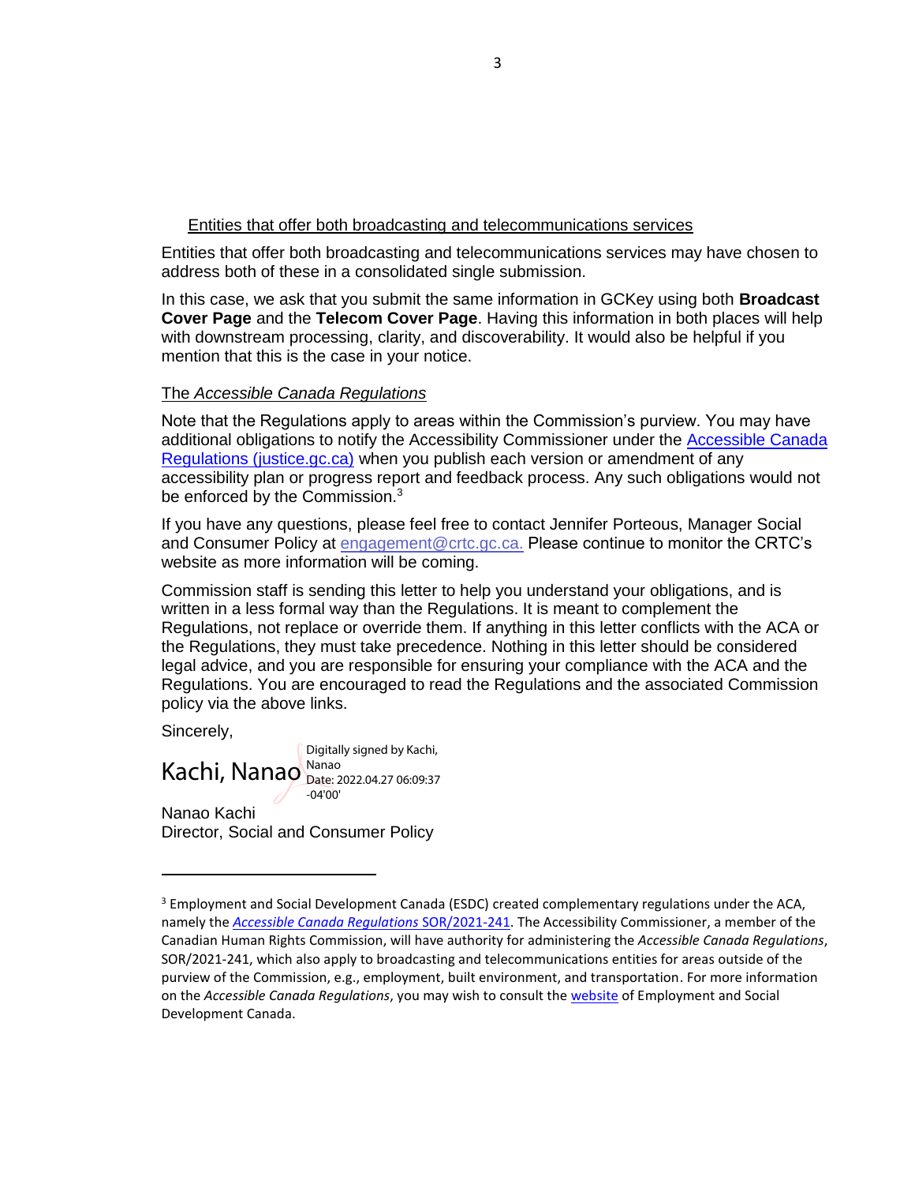<u>Entities that offer both broadcasting and telecommunications services</u>

Entities that offer both broadcasting and telecommunications services may have chosen to address both of these in a consolidated single submission.

In this case, we ask that you submit the same information in GCKey using both **Broadcast Cover Page** and the **Telecom Cover Page**. Having this information in both places will help with downstream processing, clarity, and discoverability. It would also be helpful if you mention that this is the case in your notice.

<u>The *Accessible Canada Regulations*</u>

Note that the Regulations apply to areas within the Commission's purview. You may have additional obligations to notify the Accessibility Commissioner under the [Accessible Canada Regulations (justice.gc.ca)](#) when you publish each version or amendment of any accessibility plan or progress report and feedback process. Any such obligations would not be enforced by the Commission.[3]

If you have any questions, please feel free to contact Jennifer Porteous, Manager Social and Consumer Policy at [engagement@crtc.gc.ca.](mailto:engagement@crtc.gc.ca) Please continue to monitor the CRTC's website as more information will be coming.

Commission staff is sending this letter to help you understand your obligations, and is written in a less formal way than the Regulations. It is meant to complement the Regulations, not replace or override them. If anything in this letter conflicts with the ACA or the Regulations, they must take precedence. Nothing in this letter should be considered legal advice, and you are responsible for ensuring your compliance with the ACA and the Regulations. You are encouraged to read the Regulations and the associated Commission policy via the above links.

Sincerely,

Kachi, Nanao
Digitally signed by Kachi, Nanao
Date: 2022.04.27 06:09:37 -04'00'

Nanao Kachi
Director, Social and Consumer Policy

---

[3] Employment and Social Development Canada (ESDC) created complementary regulations under the ACA, namely the [*Accessible Canada Regulations* SOR/2021-241](#). The Accessibility Commissioner, a member of the Canadian Human Rights Commission, will have authority for administering the *Accessible Canada Regulations*, SOR/2021-241, which also apply to broadcasting and telecommunications entities for areas outside of the purview of the Commission, e.g., employment, built environment, and transportation. For more information on the *Accessible Canada Regulations*, you may wish to consult the [website](#) of Employment and Social Development Canada.